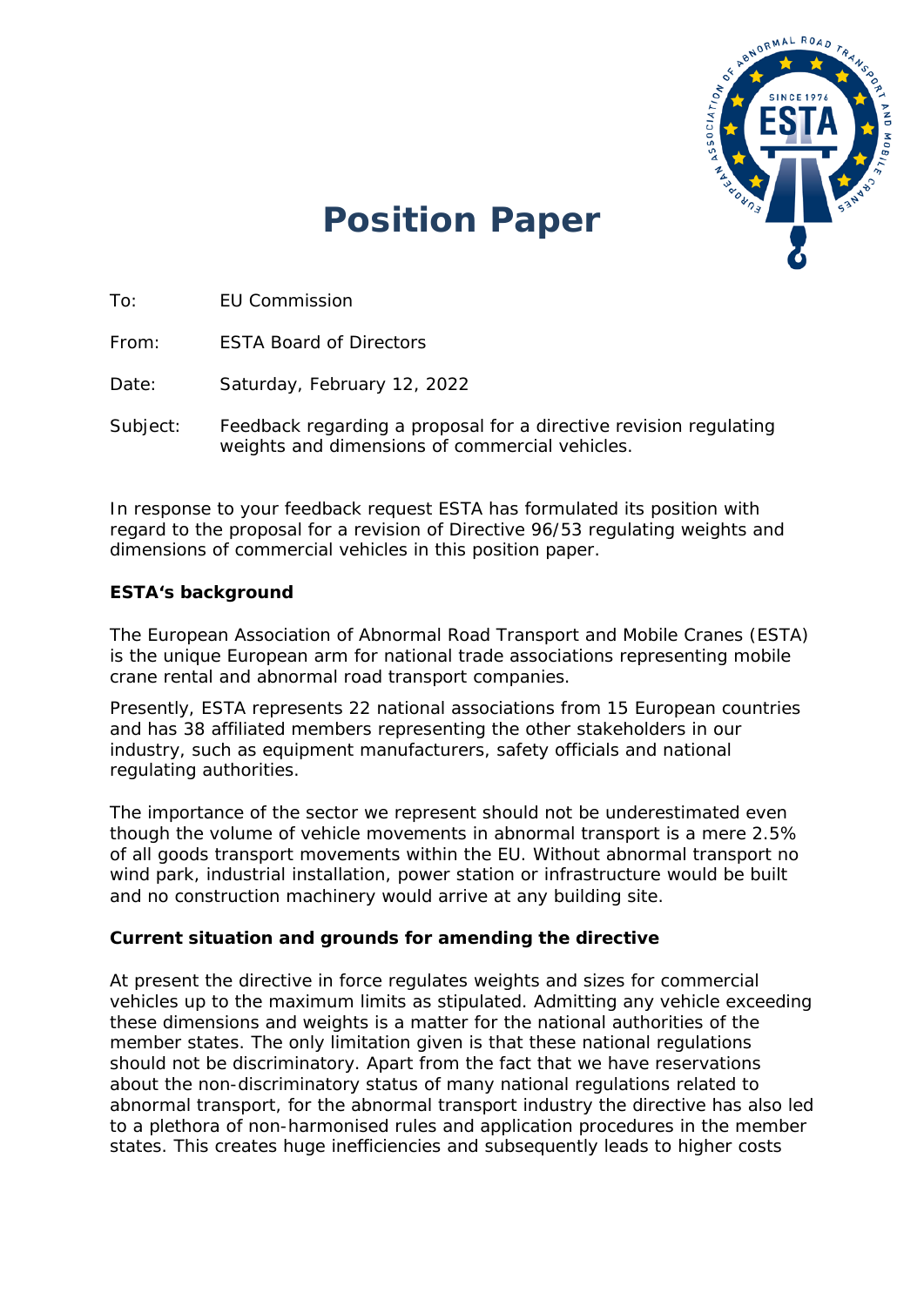# Position Paper

To: EU Commission

From: ESTA Board of Directors

Date: Saturday, February 12, 2022

Subject: Feedback regarding a proposal for a directive revision regulating weights and dimensions of commercial vehicles.

In response to your feedback request ESTA has formulated its position with regard to the proposal for a revision of Directive 96/53 regulating weights and dimensions of commercial vehicles in this position paper.

**ESTA's background**

The European Association of Abnormal Road Transport and Mobile Cranes (ESTA) is the unique European arm for national trade associations representing mobile crane rental and abnormal road transport companies.

Presently, ESTA represents 22 national associations from 15 European countries and has 38 affiliated members representing the other stakeholders in our industry, such as equipment manufacturers, safety officials and national regulating authorities.

The importance of the sector we represent should not be underestimated even though the volume of vehicle movements in abnormal transport is a mere 2.5% of all goods transport movements within the EU. Without abnormal transport no wind park, industrial installation, power station or infrastructure would be built and no construction machinery would arrive at any building site.

**Current situation and grounds for amending the directive**

At present the directive in force regulates weights and sizes for commercial vehicles up to the maximum limits as stipulated. Admitting any vehicle exceeding these dimensions and weights is a matter for the national authorities of the member states. The only limitation given is that these national regulations should not be discriminatory. Apart from the fact that we have reservations about the non-discriminatory status of many national regulations related to abnormal transport, for the abnormal transport industry the directive has also led to a plethora of non-harmonised rules and application procedures in the member states. This creates huge inefficiencies and subsequently leads to higher costs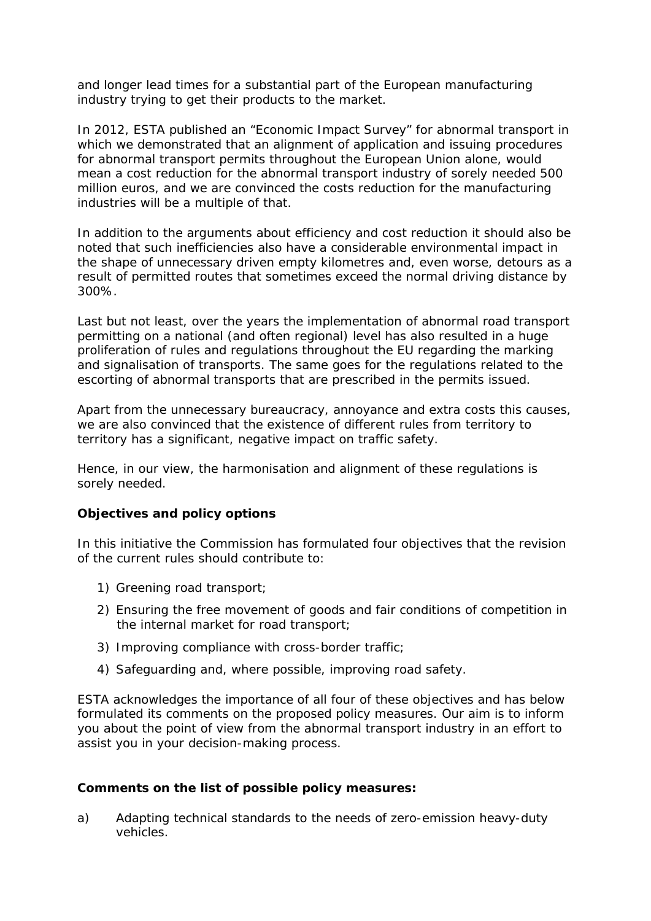and longer lead times for a substantial part of the European manufacturing industry trying to get their products to the market.

In 2012, ESTA published an "Economic Impact Survey" for abnormal transport in which we demonstrated that an alignment of application and issuing procedures for abnormal transport permits throughout the European Union alone, would mean a cost reduction for the abnormal transport industry of sorely needed 500 million euros, and we are convinced the costs reduction for the manufacturing industries will be a multiple of that.

In addition to the arguments about efficiency and cost reduction it should also be noted that such inefficiencies also have a considerable environmental impact in the shape of unnecessary driven empty kilometres and, even worse, detours as a result of permitted routes that sometimes exceed the normal driving distance by 300%.

Last but not least, over the years the implementation of abnormal road transport permitting on a national (and often regional) level has also resulted in a huge proliferation of rules and regulations throughout the EU regarding the marking and signalisation of transports. The same goes for the regulations related to the escorting of abnormal transports that are prescribed in the permits issued.

Apart from the unnecessary bureaucracy, annoyance and extra costs this causes, we are also convinced that the existence of different rules from territory to territory has a significant, negative impact on traffic safety.

Hence, in our view, the harmonisation and alignment of these regulations is sorely needed.

**Objectives and policy options**

In this initiative the Commission has formulated four objectives that the revision of the current rules should contribute to:

1) Greening road transport;
2) Ensuring the free movement of goods and fair conditions of competition in the internal market for road transport;
3) Improving compliance with cross-border traffic;
4) Safeguarding and, where possible, improving road safety.

ESTA acknowledges the importance of all four of these objectives and has below formulated its comments on the proposed policy measures. Our aim is to inform you about the point of view from the abnormal transport industry in an effort to assist you in your decision-making process.

**Comments on the list of possible policy measures:**

a) Adapting technical standards to the needs of zero-emission heavy-duty vehicles.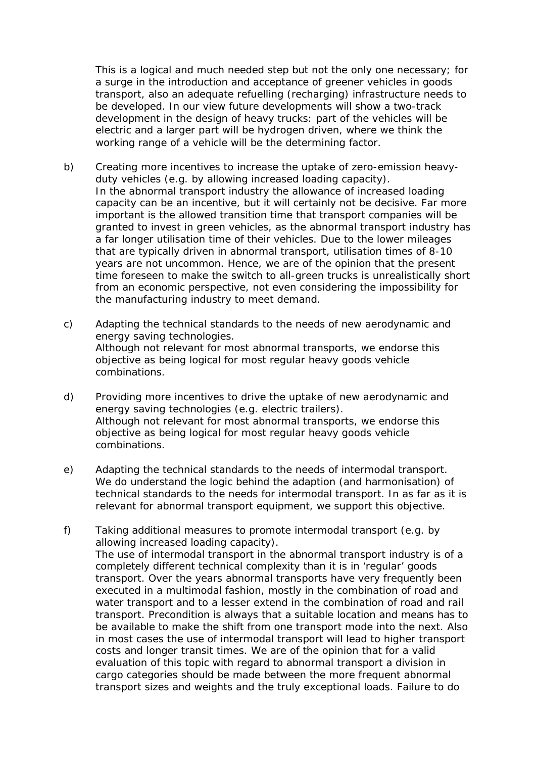This is a logical and much needed step but not the only one necessary; for a surge in the introduction and acceptance of greener vehicles in goods transport, also an adequate refuelling (recharging) infrastructure needs to be developed. In our view future developments will show a two-track development in the design of heavy trucks: part of the vehicles will be electric and a larger part will be hydrogen driven, where we think the working range of a vehicle will be the determining factor.

b) Creating more incentives to increase the uptake of zero-emission heavy-duty vehicles (e.g. by allowing increased loading capacity).
In the abnormal transport industry the allowance of increased loading capacity can be an incentive, but it will certainly not be decisive. Far more important is the allowed transition time that transport companies will be granted to invest in green vehicles, as the abnormal transport industry has a far longer utilisation time of their vehicles. Due to the lower mileages that are typically driven in abnormal transport, utilisation times of 8-10 years are not uncommon. Hence, we are of the opinion that the present time foreseen to make the switch to all-green trucks is unrealistically short from an economic perspective, not even considering the impossibility for the manufacturing industry to meet demand.

c) Adapting the technical standards to the needs of new aerodynamic and energy saving technologies.
Although not relevant for most abnormal transports, we endorse this objective as being logical for most regular heavy goods vehicle combinations.

d) Providing more incentives to drive the uptake of new aerodynamic and energy saving technologies (e.g. electric trailers).
Although not relevant for most abnormal transports, we endorse this objective as being logical for most regular heavy goods vehicle combinations.

e) Adapting the technical standards to the needs of intermodal transport.
We do understand the logic behind the adaption (and harmonisation) of technical standards to the needs for intermodal transport. In as far as it is relevant for abnormal transport equipment, we support this objective.

f) Taking additional measures to promote intermodal transport (e.g. by allowing increased loading capacity).
The use of intermodal transport in the abnormal transport industry is of a completely different technical complexity than it is in 'regular' goods transport. Over the years abnormal transports have very frequently been executed in a multimodal fashion, mostly in the combination of road and water transport and to a lesser extend in the combination of road and rail transport. Precondition is always that a suitable location and means has to be available to make the shift from one transport mode into the next. Also in most cases the use of intermodal transport will lead to higher transport costs and longer transit times. We are of the opinion that for a valid evaluation of this topic with regard to abnormal transport a division in cargo categories should be made between the more frequent abnormal transport sizes and weights and the truly exceptional loads. Failure to do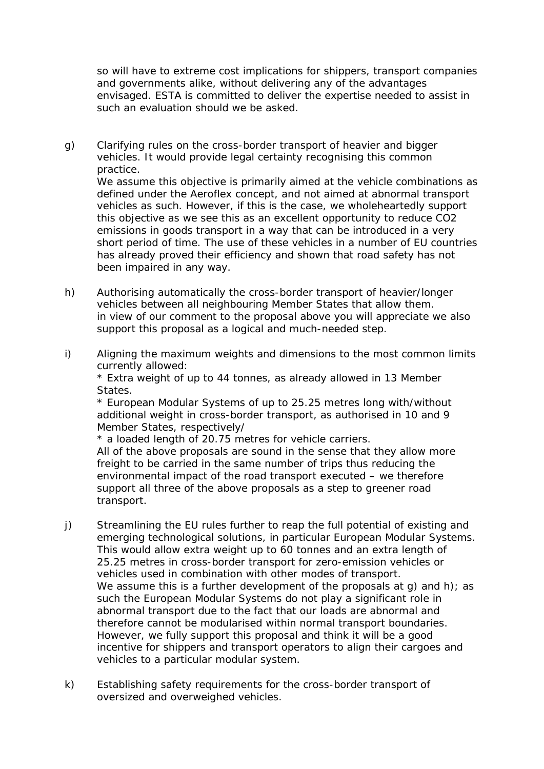so will have to extreme cost implications for shippers, transport companies and governments alike, without delivering any of the advantages envisaged. ESTA is committed to deliver the expertise needed to assist in such an evaluation should we be asked.

g) Clarifying rules on the cross-border transport of heavier and bigger vehicles. It would provide legal certainty recognising this common practice.
   We assume this objective is primarily aimed at the vehicle combinations as defined under the Aeroflex concept, and not aimed at abnormal transport vehicles as such. However, if this is the case, we wholeheartedly support this objective as we see this as an excellent opportunity to reduce $CO_2$ emissions in goods transport in a way that can be introduced in a very short period of time. The use of these vehicles in a number of EU countries has already proved their efficiency and shown that road safety has not been impaired in any way.

h) Authorising automatically the cross-border transport of heavier/longer vehicles between all neighbouring Member States that allow them.
   in view of our comment to the proposal above you will appreciate we also support this proposal as a logical and much-needed step.

i) Aligning the maximum weights and dimensions to the most common limits currently allowed:
   * Extra weight of up to 44 tonnes, as already allowed in 13 Member States.
   * European Modular Systems of up to 25.25 metres long with/without additional weight in cross-border transport, as authorised in 10 and 9 Member States, respectively/
   * a loaded length of 20.75 metres for vehicle carriers.
   All of the above proposals are sound in the sense that they allow more freight to be carried in the same number of trips thus reducing the environmental impact of the road transport executed – we therefore support all three of the above proposals as a step to greener road transport.

j) Streamlining the EU rules further to reap the full potential of existing and emerging technological solutions, in particular European Modular Systems. This would allow extra weight up to 60 tonnes and an extra length of 25.25 metres in cross-border transport for zero-emission vehicles or vehicles used in combination with other modes of transport.
   We assume this is a further development of the proposals at g) and h); as such the European Modular Systems do not play a significant role in abnormal transport due to the fact that our loads are abnormal and therefore cannot be modularised within normal transport boundaries. However, we fully support this proposal and think it will be a good incentive for shippers and transport operators to align their cargoes and vehicles to a particular modular system.

k) Establishing safety requirements for the cross-border transport of oversized and overweighed vehicles.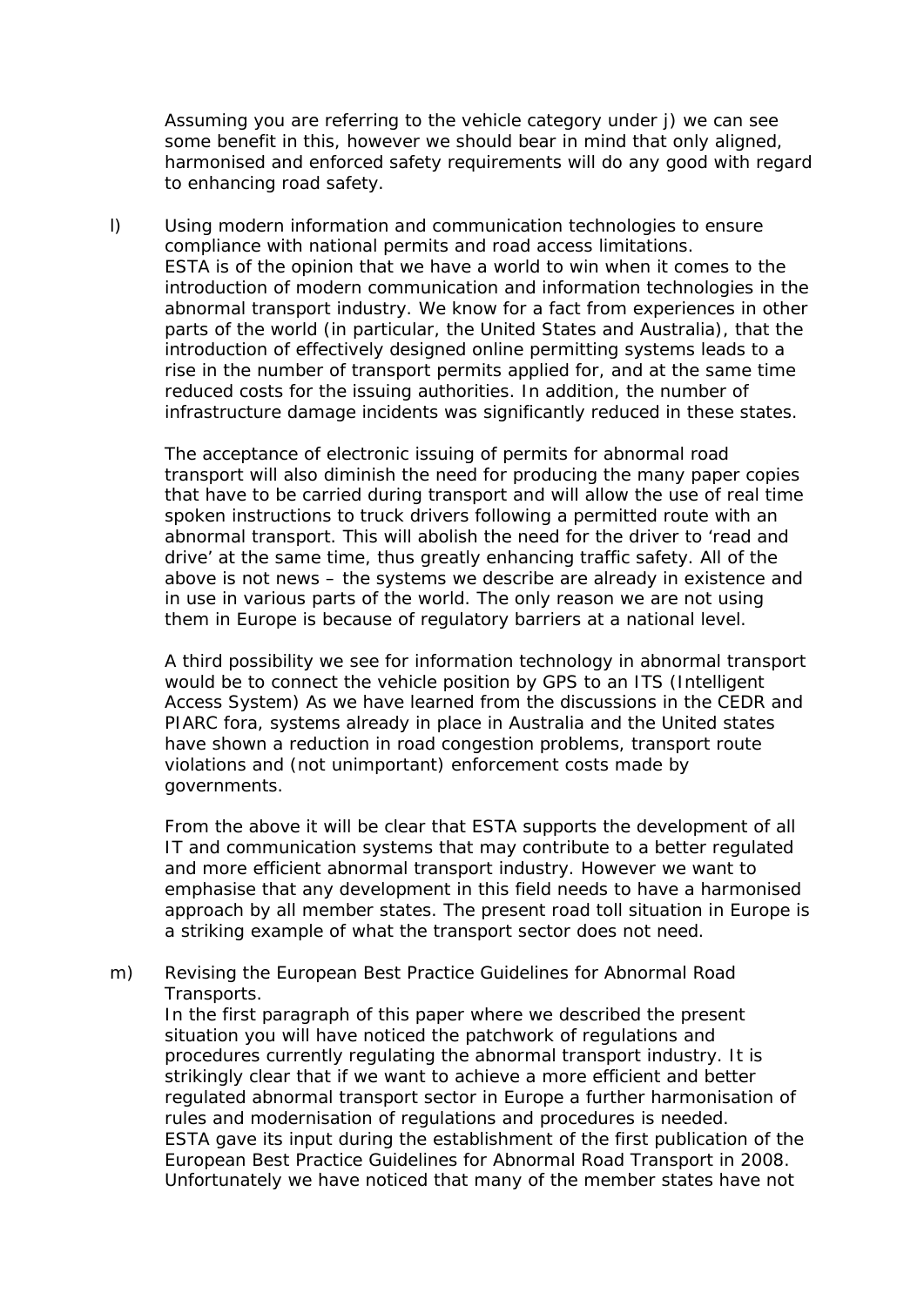Assuming you are referring to the vehicle category under j) we can see some benefit in this, however we should bear in mind that only aligned, harmonised and enforced safety requirements will do any good with regard to enhancing road safety.

l) Using modern information and communication technologies to ensure compliance with national permits and road access limitations.
ESTA is of the opinion that we have a world to win when it comes to the introduction of modern communication and information technologies in the abnormal transport industry. We know for a fact from experiences in other parts of the world (in particular, the United States and Australia), that the introduction of effectively designed online permitting systems leads to a rise in the number of transport permits applied for, and at the same time reduced costs for the issuing authorities. In addition, the number of infrastructure damage incidents was significantly reduced in these states.

The acceptance of electronic issuing of permits for abnormal road transport will also diminish the need for producing the many paper copies that have to be carried during transport and will allow the use of real time spoken instructions to truck drivers following a permitted route with an abnormal transport. This will abolish the need for the driver to 'read and drive' at the same time, thus greatly enhancing traffic safety. All of the above is not news – the systems we describe are already in existence and in use in various parts of the world. The only reason we are not using them in Europe is because of regulatory barriers at a national level.

A third possibility we see for information technology in abnormal transport would be to connect the vehicle position by GPS to an ITS (Intelligent Access System) As we have learned from the discussions in the CEDR and PIARC fora, systems already in place in Australia and the United states have shown a reduction in road congestion problems, transport route violations and (not unimportant) enforcement costs made by governments.

From the above it will be clear that ESTA supports the development of all IT and communication systems that may contribute to a better regulated and more efficient abnormal transport industry. However we want to emphasise that any development in this field needs to have a harmonised approach by all member states. The present road toll situation in Europe is a striking example of what the transport sector does not need.

m) Revising the European Best Practice Guidelines for Abnormal Road Transports.
In the first paragraph of this paper where we described the present situation you will have noticed the patchwork of regulations and procedures currently regulating the abnormal transport industry. It is strikingly clear that if we want to achieve a more efficient and better regulated abnormal transport sector in Europe a further harmonisation of rules and modernisation of regulations and procedures is needed.
ESTA gave its input during the establishment of the first publication of the European Best Practice Guidelines for Abnormal Road Transport in 2008. Unfortunately we have noticed that many of the member states have not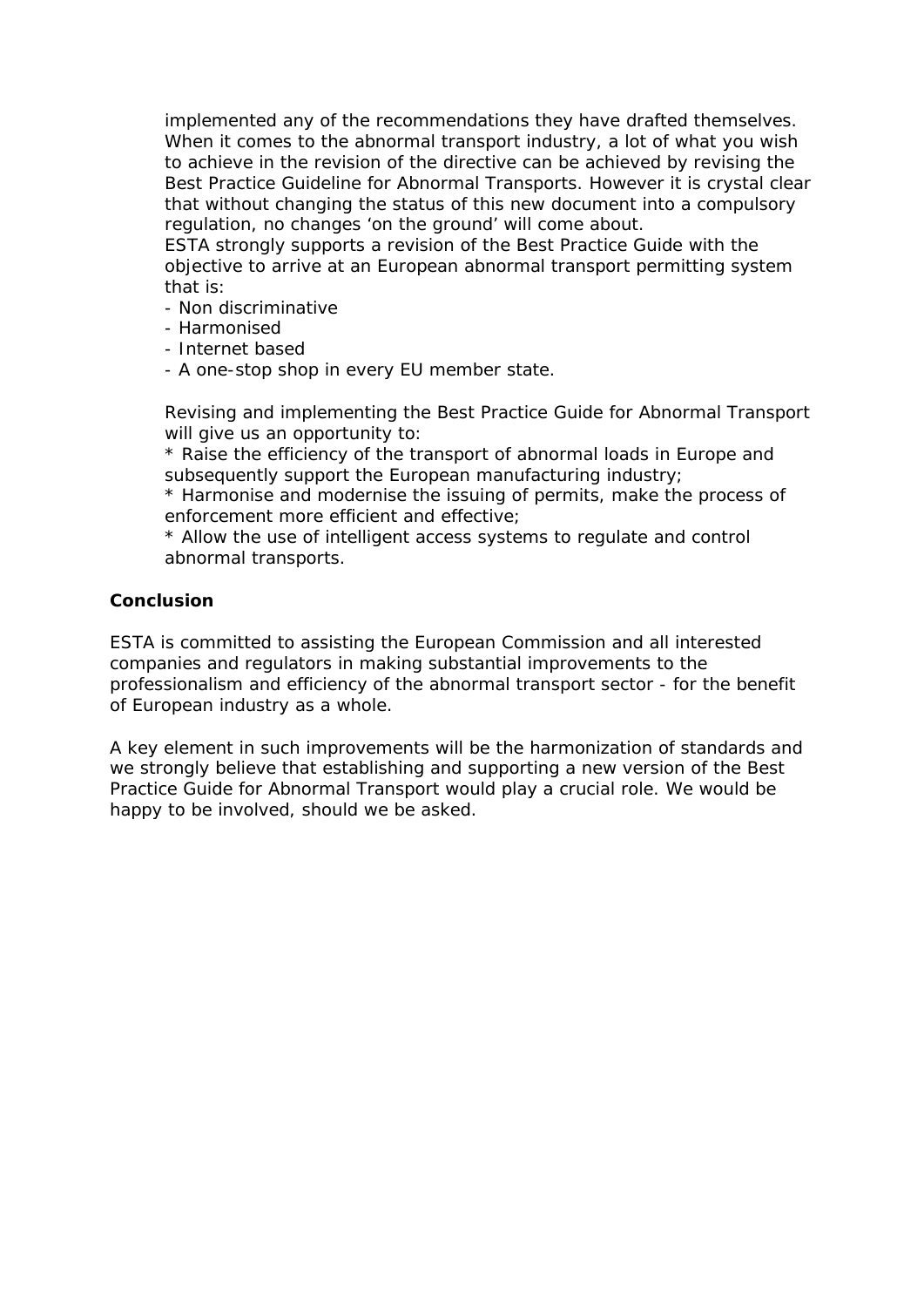implemented any of the recommendations they have drafted themselves. When it comes to the abnormal transport industry, a lot of what you wish to achieve in the revision of the directive can be achieved by revising the Best Practice Guideline for Abnormal Transports. However it is crystal clear that without changing the status of this new document into a compulsory regulation, no changes 'on the ground' will come about.

ESTA strongly supports a revision of the Best Practice Guide with the objective to arrive at an European abnormal transport permitting system that is:

- Non discriminative
- Harmonised
- Internet based
- A one-stop shop in every EU member state.

Revising and implementing the Best Practice Guide for Abnormal Transport will give us an opportunity to:

* Raise the efficiency of the transport of abnormal loads in Europe and subsequently support the European manufacturing industry;
* Harmonise and modernise the issuing of permits, make the process of enforcement more efficient and effective;
* Allow the use of intelligent access systems to regulate and control abnormal transports.

**Conclusion**

ESTA is committed to assisting the European Commission and all interested companies and regulators in making substantial improvements to the professionalism and efficiency of the abnormal transport sector - for the benefit of European industry as a whole.

A key element in such improvements will be the harmonization of standards and we strongly believe that establishing and supporting a new version of the Best Practice Guide for Abnormal Transport would play a crucial role. We would be happy to be involved, should we be asked.